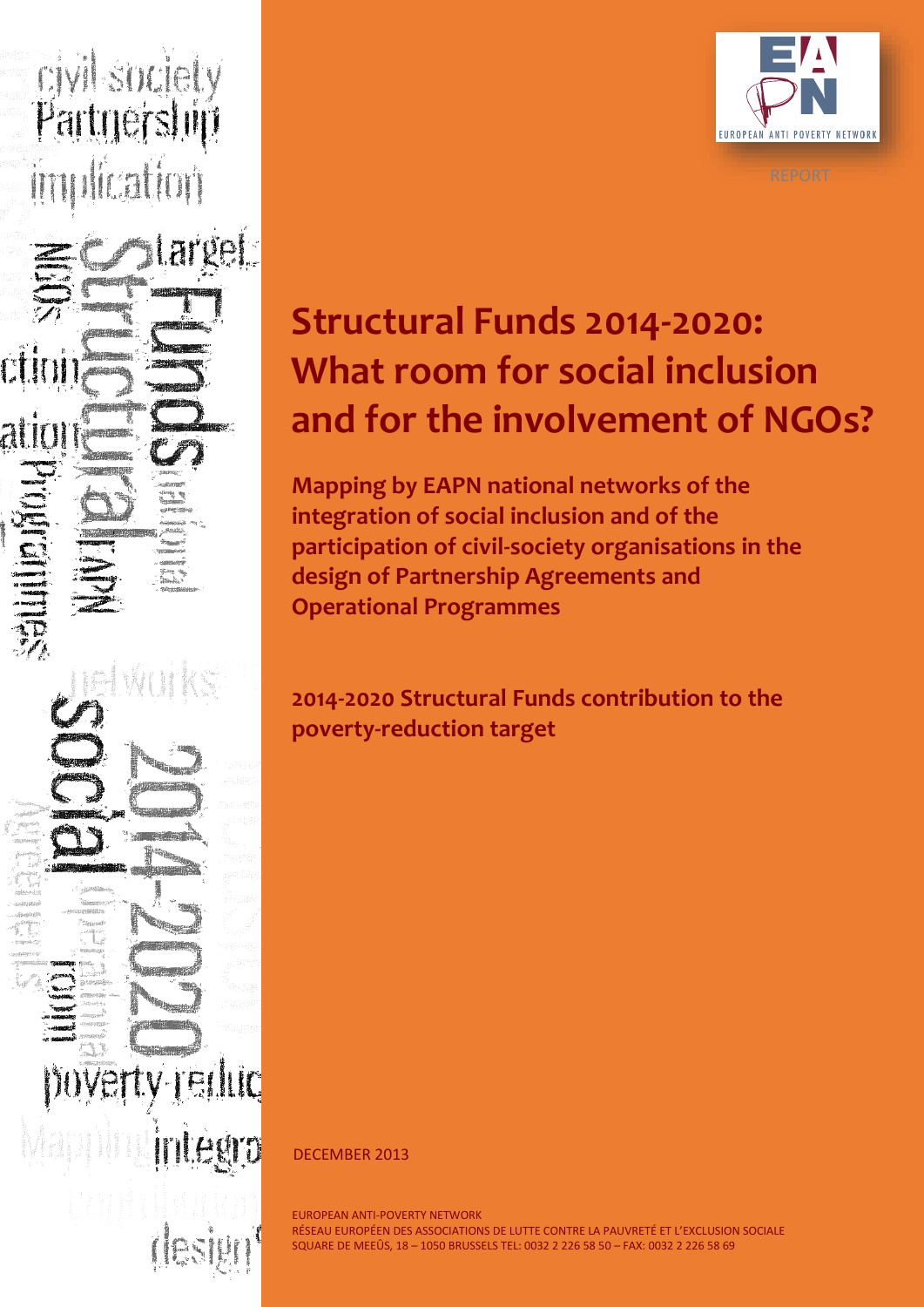EUROPEAN ANTI POVERTY NETWORK

REPORT

# Structural Funds 2014-2020: What room for social inclusion and for the involvement of NGOs?

**Mapping by EAPN national networks of the integration of social inclusion and of the participation of civil-society organisations in the design of Partnership Agreements and Operational Programmes**

**2014-2020 Structural Funds contribution to the poverty-reduction target**

DECEMBER 2013

EUROPEAN ANTI-POVERTY NETWORK
RÉSEAU EUROPÉEN DES ASSOCIATIONS DE LUTTE CONTRE LA PAUVRETÉ ET L'EXCLUSION SOCIALE
SQUARE DE MEEÛS, 18 – 1050 BRUSSELS TEL: 0032 2 226 58 50 – FAX: 0032 2 226 58 69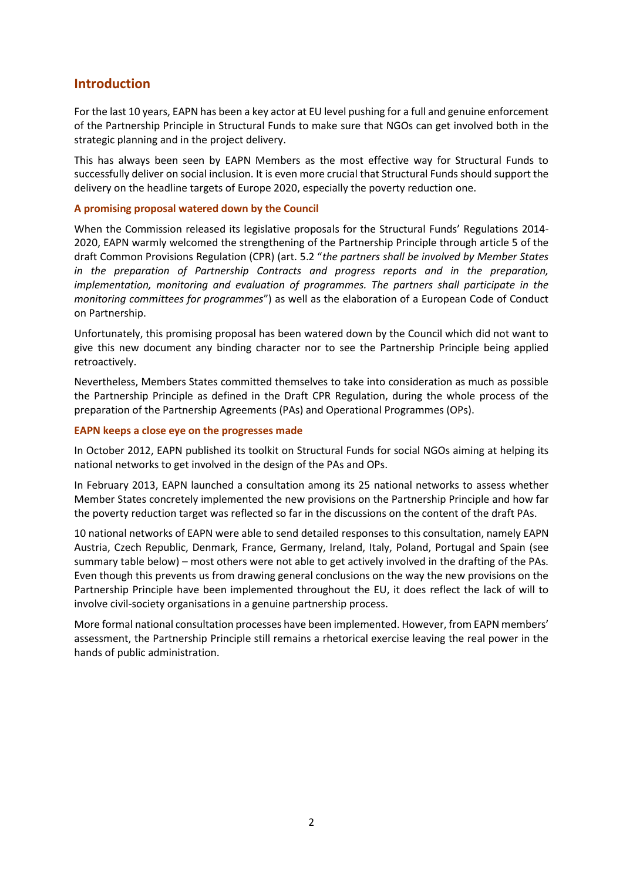## Introduction

For the last 10 years, EAPN has been a key actor at EU level pushing for a full and genuine enforcement of the Partnership Principle in Structural Funds to make sure that NGOs can get involved both in the strategic planning and in the project delivery.

This has always been seen by EAPN Members as the most effective way for Structural Funds to successfully deliver on social inclusion. It is even more crucial that Structural Funds should support the delivery on the headline targets of Europe 2020, especially the poverty reduction one.

### A promising proposal watered down by the Council

When the Commission released its legislative proposals for the Structural Funds' Regulations 2014-2020, EAPN warmly welcomed the strengthening of the Partnership Principle through article 5 of the draft Common Provisions Regulation (CPR) (art. 5.2 "*the partners shall be involved by Member States in the preparation of Partnership Contracts and progress reports and in the preparation, implementation, monitoring and evaluation of programmes. The partners shall participate in the monitoring committees for programmes*") as well as the elaboration of a European Code of Conduct on Partnership.

Unfortunately, this promising proposal has been watered down by the Council which did not want to give this new document any binding character nor to see the Partnership Principle being applied retroactively.

Nevertheless, Members States committed themselves to take into consideration as much as possible the Partnership Principle as defined in the Draft CPR Regulation, during the whole process of the preparation of the Partnership Agreements (PAs) and Operational Programmes (OPs).

### EAPN keeps a close eye on the progresses made

In October 2012, EAPN published its toolkit on Structural Funds for social NGOs aiming at helping its national networks to get involved in the design of the PAs and OPs.

In February 2013, EAPN launched a consultation among its 25 national networks to assess whether Member States concretely implemented the new provisions on the Partnership Principle and how far the poverty reduction target was reflected so far in the discussions on the content of the draft PAs.

10 national networks of EAPN were able to send detailed responses to this consultation, namely EAPN Austria, Czech Republic, Denmark, France, Germany, Ireland, Italy, Poland, Portugal and Spain (see summary table below) – most others were not able to get actively involved in the drafting of the PAs. Even though this prevents us from drawing general conclusions on the way the new provisions on the Partnership Principle have been implemented throughout the EU, it does reflect the lack of will to involve civil-society organisations in a genuine partnership process.

More formal national consultation processes have been implemented. However, from EAPN members' assessment, the Partnership Principle still remains a rhetorical exercise leaving the real power in the hands of public administration.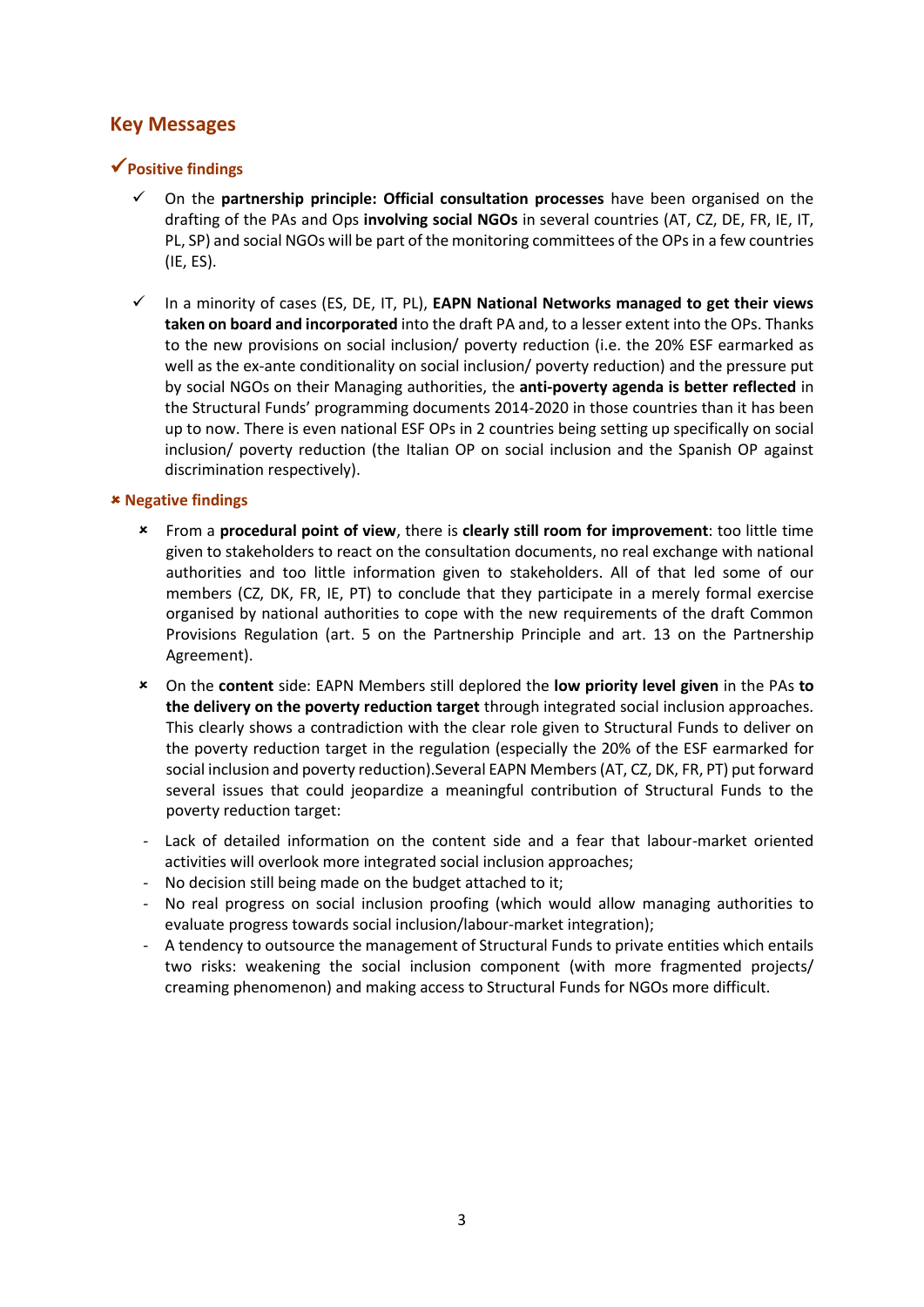## Key Messages

### ✔Positive findings

- ✓ On the **partnership principle: Official consultation processes** have been organised on the drafting of the PAs and Ops **involving social NGOs** in several countries (AT, CZ, DE, FR, IE, IT, PL, SP) and social NGOs will be part of the monitoring committees of the OPs in a few countries (IE, ES).

- ✓ In a minority of cases (ES, DE, IT, PL), **EAPN National Networks managed to get their views taken on board and incorporated** into the draft PA and, to a lesser extent into the OPs. Thanks to the new provisions on social inclusion/ poverty reduction (i.e. the 20% ESF earmarked as well as the ex-ante conditionality on social inclusion/ poverty reduction) and the pressure put by social NGOs on their Managing authorities, the **anti-poverty agenda is better reflected** in the Structural Funds' programming documents 2014-2020 in those countries than it has been up to now. There is even national ESF OPs in 2 countries being setting up specifically on social inclusion/ poverty reduction (the Italian OP on social inclusion and the Spanish OP against discrimination respectively).

### ✘ Negative findings

- ✘ From a **procedural point of view**, there is **clearly still room for improvement**: too little time given to stakeholders to react on the consultation documents, no real exchange with national authorities and too little information given to stakeholders. All of that led some of our members (CZ, DK, FR, IE, PT) to conclude that they participate in a merely formal exercise organised by national authorities to cope with the new requirements of the draft Common Provisions Regulation (art. 5 on the Partnership Principle and art. 13 on the Partnership Agreement).
- ✘ On the **content** side: EAPN Members still deplored the **low priority level given** in the PAs **to the delivery on the poverty reduction target** through integrated social inclusion approaches. This clearly shows a contradiction with the clear role given to Structural Funds to deliver on the poverty reduction target in the regulation (especially the 20% of the ESF earmarked for social inclusion and poverty reduction).Several EAPN Members (AT, CZ, DK, FR, PT) put forward several issues that could jeopardize a meaningful contribution of Structural Funds to the poverty reduction target:

- Lack of detailed information on the content side and a fear that labour-market oriented activities will overlook more integrated social inclusion approaches;
- No decision still being made on the budget attached to it;
- No real progress on social inclusion proofing (which would allow managing authorities to evaluate progress towards social inclusion/labour-market integration);
- A tendency to outsource the management of Structural Funds to private entities which entails two risks: weakening the social inclusion component (with more fragmented projects/ creaming phenomenon) and making access to Structural Funds for NGOs more difficult.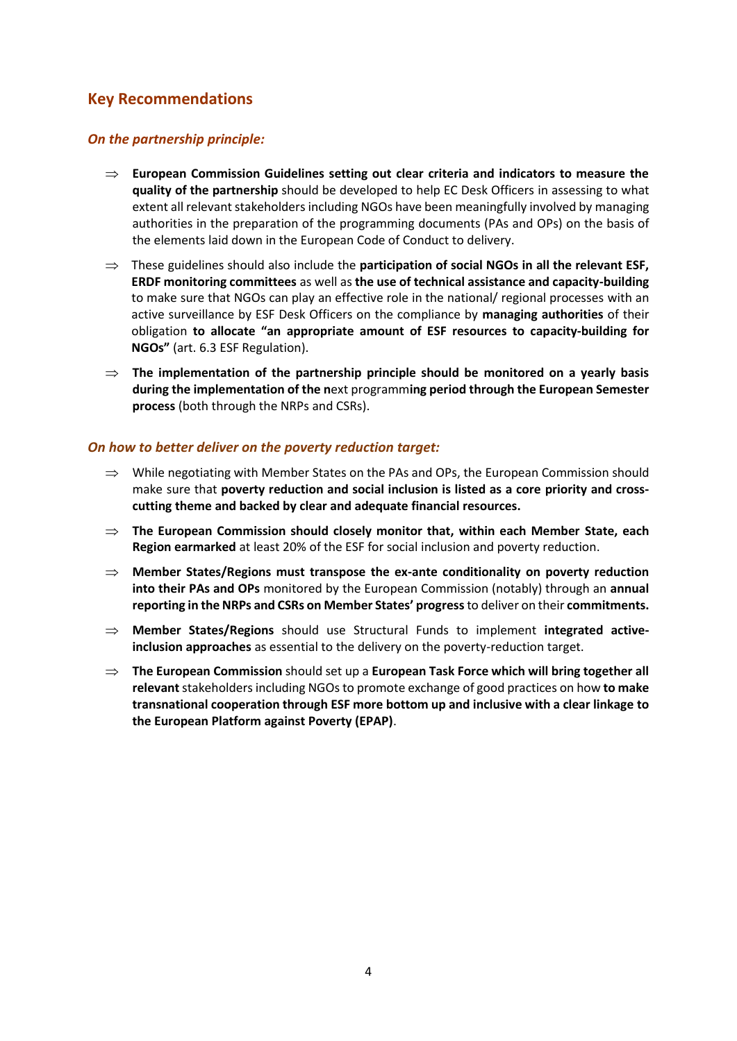## Key Recommendations

### *On the partnership principle:*

- ⇒ **European Commission Guidelines setting out clear criteria and indicators to measure the quality of the partnership** should be developed to help EC Desk Officers in assessing to what extent all relevant stakeholders including NGOs have been meaningfully involved by managing authorities in the preparation of the programming documents (PAs and OPs) on the basis of the elements laid down in the European Code of Conduct to delivery.
- ⇒ These guidelines should also include the **participation of social NGOs in all the relevant ESF, ERDF monitoring committees** as well as **the use of technical assistance and capacity-building** to make sure that NGOs can play an effective role in the national/ regional processes with an active surveillance by ESF Desk Officers on the compliance by **managing authorities** of their obligation **to allocate "an appropriate amount of ESF resources to capacity-building for NGOs"** (art. 6.3 ESF Regulation).
- ⇒ **The implementation of the partnership principle should be monitored on a yearly basis during the implementation of the n**ext programm**ing period through the European Semester process** (both through the NRPs and CSRs).

### *On how to better deliver on the poverty reduction target:*

- ⇒ While negotiating with Member States on the PAs and OPs, the European Commission should make sure that **poverty reduction and social inclusion is listed as a core priority and cross-cutting theme and backed by clear and adequate financial resources.**
- ⇒ **The European Commission should closely monitor that, within each Member State, each Region earmarked** at least 20% of the ESF for social inclusion and poverty reduction.
- ⇒ **Member States/Regions must transpose the ex-ante conditionality on poverty reduction into their PAs and OPs** monitored by the European Commission (notably) through an **annual reporting in the NRPs and CSRs on Member States' progress** to deliver on their **commitments.**
- ⇒ **Member States/Regions** should use Structural Funds to implement **integrated active-inclusion approaches** as essential to the delivery on the poverty-reduction target.
- ⇒ **The European Commission** should set up a **European Task Force which will bring together all relevant** stakeholders including NGOs to promote exchange of good practices on how **to make transnational cooperation through ESF more bottom up and inclusive with a clear linkage to the European Platform against Poverty (EPAP)**.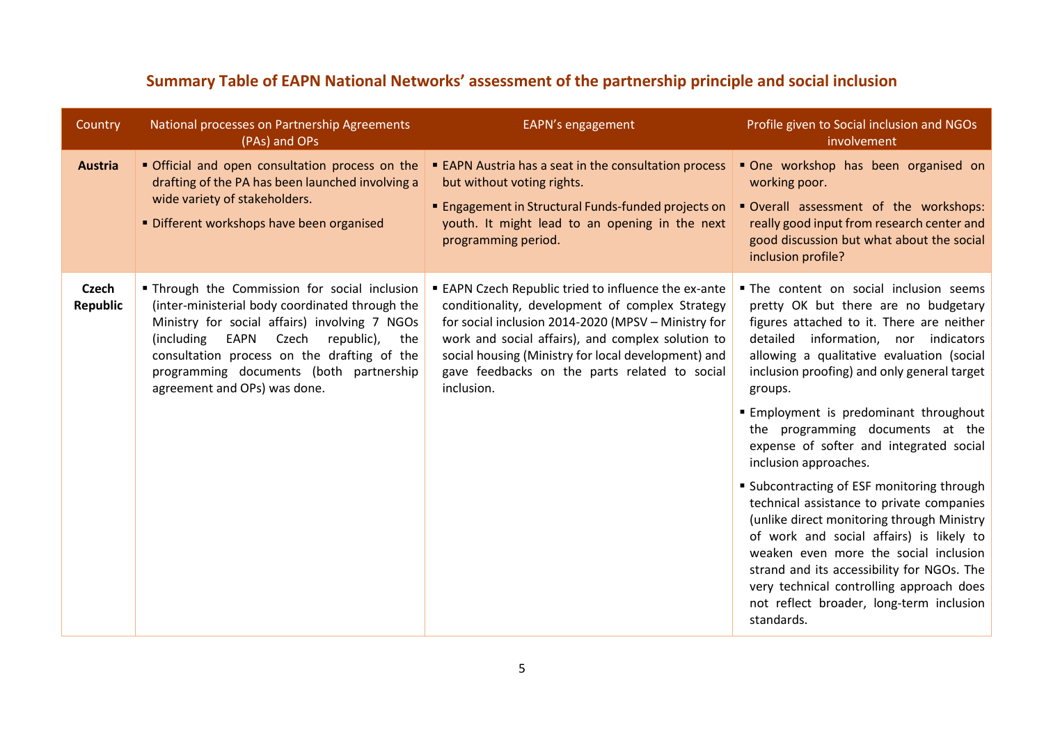## Summary Table of EAPN National Networks' assessment of the partnership principle and social inclusion

| Country | National processes on Partnership Agreements (PAs) and OPs | EAPN's engagement | Profile given to Social inclusion and NGOs involvement |
|---|---|---|---|
| **Austria** | ▪ Official and open consultation process on the drafting of the PA has been launched involving a wide variety of stakeholders.<br>▪ Different workshops have been organised | ▪ EAPN Austria has a seat in the consultation process but without voting rights.<br>▪ Engagement in Structural Funds-funded projects on youth. It might lead to an opening in the next programming period. | ▪ One workshop has been organised on working poor.<br>▪ Overall assessment of the workshops: really good input from research center and good discussion but what about the social inclusion profile? |
| **Czech Republic** | ▪ Through the Commission for social inclusion (inter-ministerial body coordinated through the Ministry for social affairs) involving 7 NGOs (including EAPN Czech republic), the consultation process on the drafting of the programming documents (both partnership agreement and OPs) was done. | ▪ EAPN Czech Republic tried to influence the ex-ante conditionality, development of complex Strategy for social inclusion 2014-2020 (MPSV – Ministry for work and social affairs), and complex solution to social housing (Ministry for local development) and gave feedbacks on the parts related to social inclusion. | ▪ The content on social inclusion seems pretty OK but there are no budgetary figures attached to it. There are neither detailed information, nor indicators allowing a qualitative evaluation (social inclusion proofing) and only general target groups.<br>▪ Employment is predominant throughout the programming documents at the expense of softer and integrated social inclusion approaches.<br>▪ Subcontracting of ESF monitoring through technical assistance to private companies (unlike direct monitoring through Ministry of work and social affairs) is likely to weaken even more the social inclusion strand and its accessibility for NGOs. The very technical controlling approach does not reflect broader, long-term inclusion standards. |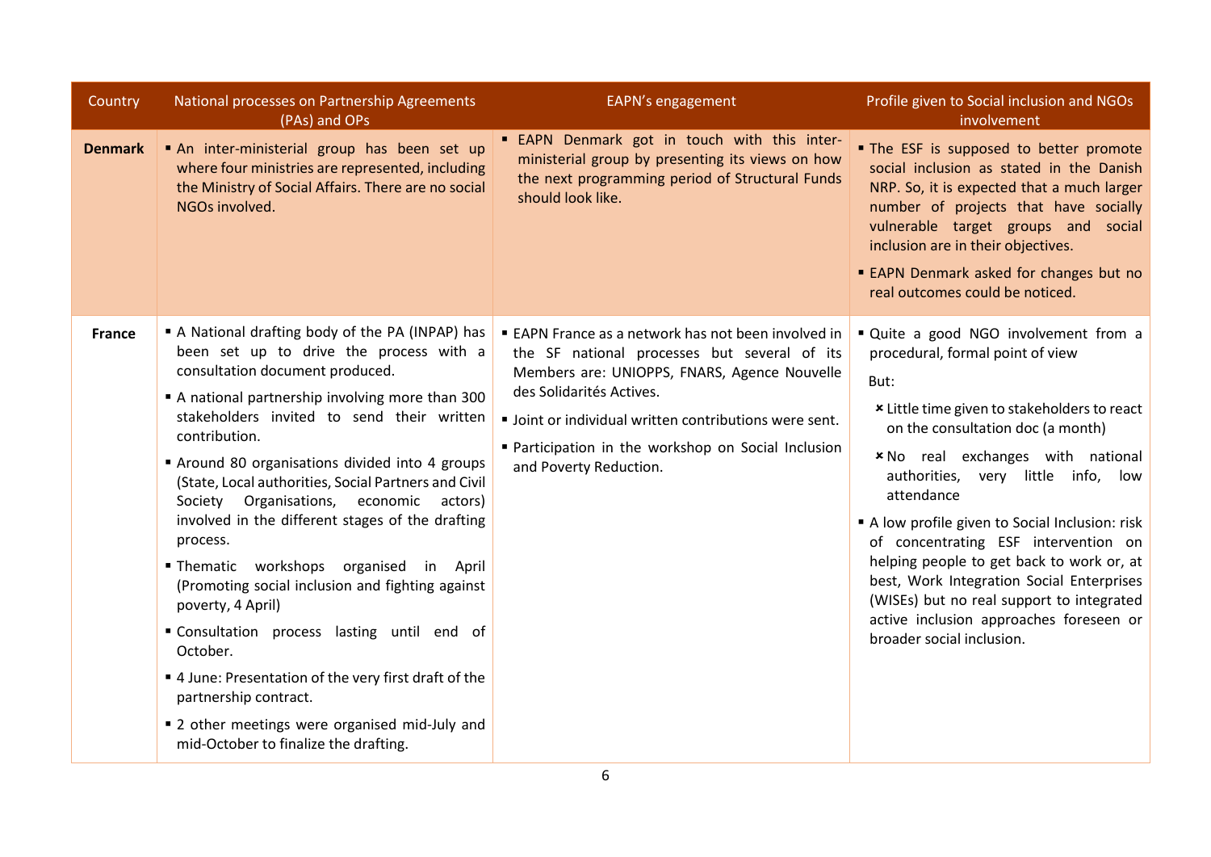| Country | National processes on Partnership Agreements (PAs) and OPs | EAPN's engagement | Profile given to Social inclusion and NGOs involvement |
|---|---|---|---|
| **Denmark** | ▪ An inter-ministerial group has been set up where four ministries are represented, including the Ministry of Social Affairs. There are no social NGOs involved. | ▪ EAPN Denmark got in touch with this inter-ministerial group by presenting its views on how the next programming period of Structural Funds should look like. | ▪ The ESF is supposed to better promote social inclusion as stated in the Danish NRP. So, it is expected that a much larger number of projects that have socially vulnerable target groups and social inclusion are in their objectives.<br>▪ EAPN Denmark asked for changes but no real outcomes could be noticed. |
| **France** | ▪ A National drafting body of the PA (INPAP) has been set up to drive the process with a consultation document produced.<br>▪ A national partnership involving more than 300 stakeholders invited to send their written contribution.<br>▪ Around 80 organisations divided into 4 groups (State, Local authorities, Social Partners and Civil Society Organisations, economic actors) involved in the different stages of the drafting process.<br>▪ Thematic workshops organised in April (Promoting social inclusion and fighting against poverty, 4 April)<br>▪ Consultation process lasting until end of October.<br>▪ 4 June: Presentation of the very first draft of the partnership contract.<br>▪ 2 other meetings were organised mid-July and mid-October to finalize the drafting. | ▪ EAPN France as a network has not been involved in the SF national processes but several of its Members are: UNIOPPS, FNARS, Agence Nouvelle des Solidarités Actives.<br>▪ Joint or individual written contributions were sent.<br>▪ Participation in the workshop on Social Inclusion and Poverty Reduction. | ▪ Quite a good NGO involvement from a procedural, formal point of view<br>But:<br>✖ Little time given to stakeholders to react on the consultation doc (a month)<br>✖ No real exchanges with national authorities, very little info, low attendance<br>▪ A low profile given to Social Inclusion: risk of concentrating ESF intervention on helping people to get back to work or, at best, Work Integration Social Enterprises (WISEs) but no real support to integrated active inclusion approaches foreseen or broader social inclusion. |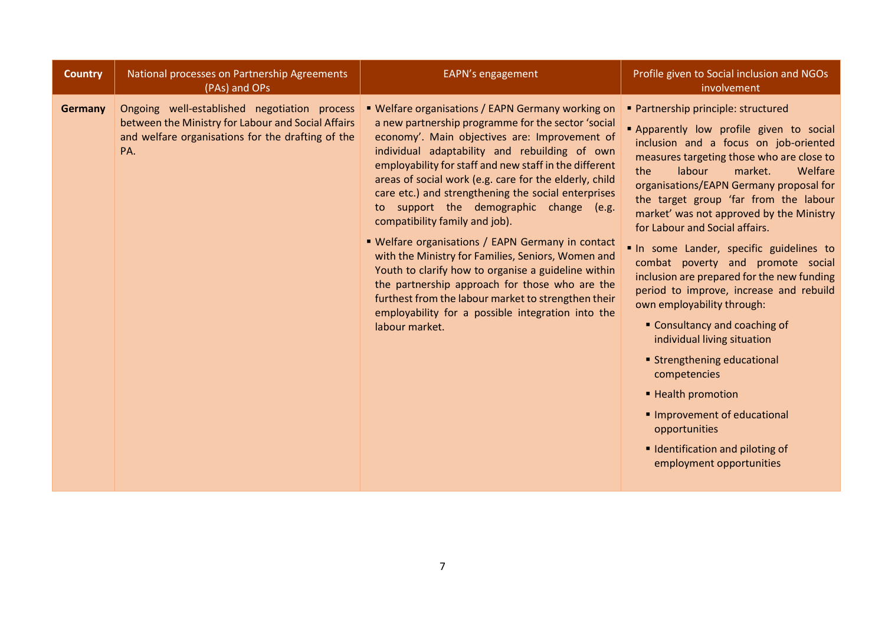| Country | National processes on Partnership Agreements (PAs) and OPs | EAPN's engagement | Profile given to Social inclusion and NGOs involvement |
|---|---|---|---|
| **Germany** | Ongoing well-established negotiation process between the Ministry for Labour and Social Affairs and welfare organisations for the drafting of the PA. | ▪ Welfare organisations / EAPN Germany working on a new partnership programme for the sector 'social economy'. Main objectives are: Improvement of individual adaptability and rebuilding of own employability for staff and new staff in the different areas of social work (e.g. care for the elderly, child care etc.) and strengthening the social enterprises to support the demographic change (e.g. compatibility family and job).<br>▪ Welfare organisations / EAPN Germany in contact with the Ministry for Families, Seniors, Women and Youth to clarify how to organise a guideline within the partnership approach for those who are the furthest from the labour market to strengthen their employability for a possible integration into the labour market. | ▪ Partnership principle: structured<br>▪ Apparently low profile given to social inclusion and a focus on job-oriented measures targeting those who are close to the labour market. Welfare organisations/EAPN Germany proposal for the target group 'far from the labour market' was not approved by the Ministry for Labour and Social affairs.<br>▪ In some Lander, specific guidelines to combat poverty and promote social inclusion are prepared for the new funding period to improve, increase and rebuild own employability through:<br>&nbsp;&nbsp;▪ Consultancy and coaching of individual living situation<br>&nbsp;&nbsp;▪ Strengthening educational competencies<br>&nbsp;&nbsp;▪ Health promotion<br>&nbsp;&nbsp;▪ Improvement of educational opportunities<br>&nbsp;&nbsp;▪ Identification and piloting of employment opportunities |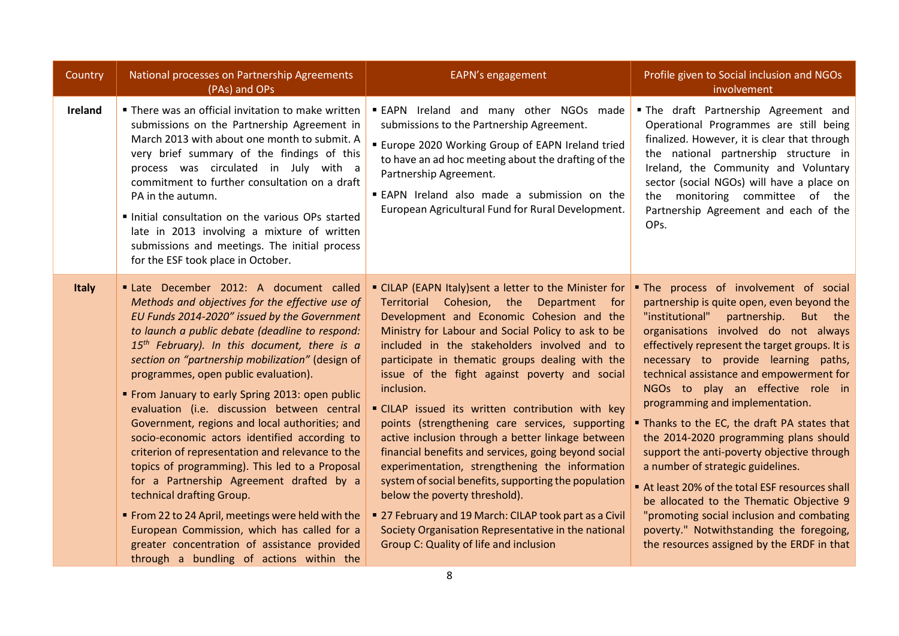| Country | National processes on Partnership Agreements (PAs) and OPs | EAPN's engagement | Profile given to Social inclusion and NGOs involvement |
|---|---|---|---|
| **Ireland** | ▪ There was an official invitation to make written submissions on the Partnership Agreement in March 2013 with about one month to submit. A very brief summary of the findings of this process was circulated in July with a commitment to further consultation on a draft PA in the autumn.<br>▪ Initial consultation on the various OPs started late in 2013 involving a mixture of written submissions and meetings. The initial process for the ESF took place in October. | ▪ EAPN Ireland and many other NGOs made submissions to the Partnership Agreement.<br>▪ Europe 2020 Working Group of EAPN Ireland tried to have an ad hoc meeting about the drafting of the Partnership Agreement.<br>▪ EAPN Ireland also made a submission on the European Agricultural Fund for Rural Development. | ▪ The draft Partnership Agreement and Operational Programmes are still being finalized. However, it is clear that through the national partnership structure in Ireland, the Community and Voluntary sector (social NGOs) will have a place on the monitoring committee of the Partnership Agreement and each of the OPs. |
| **Italy** | ▪ Late December 2012: A document called *Methods and objectives for the effective use of EU Funds 2014-2020" issued by the Government to launch a public debate (deadline to respond: 15th February). In this document, there is a section on "partnership mobilization"* (design of programmes, open public evaluation).<br>▪ From January to early Spring 2013: open public evaluation (i.e. discussion between central Government, regions and local authorities; and socio-economic actors identified according to criterion of representation and relevance to the topics of programming). This led to a Proposal for a Partnership Agreement drafted by a technical drafting Group.<br>▪ From 22 to 24 April, meetings were held with the European Commission, which has called for a greater concentration of assistance provided through a bundling of actions within the | ▪ CILAP (EAPN Italy)sent a letter to the Minister for Territorial Cohesion, the Department for Development and Economic Cohesion and the Ministry for Labour and Social Policy to ask to be included in the stakeholders involved and to participate in thematic groups dealing with the issue of the fight against poverty and social inclusion.<br>▪ CILAP issued its written contribution with key points (strengthening care services, supporting active inclusion through a better linkage between financial benefits and services, going beyond social experimentation, strengthening the information system of social benefits, supporting the population below the poverty threshold).<br>▪ 27 February and 19 March: CILAP took part as a Civil Society Organisation Representative in the national Group C: Quality of life and inclusion | ▪ The process of involvement of social partnership is quite open, even beyond the "institutional" partnership. But the organisations involved do not always effectively represent the target groups. It is necessary to provide learning paths, technical assistance and empowerment for NGOs to play an effective role in programming and implementation.<br>▪ Thanks to the EC, the draft PA states that the 2014-2020 programming plans should support the anti-poverty objective through a number of strategic guidelines.<br>▪ At least 20% of the total ESF resources shall be allocated to the Thematic Objective 9 "promoting social inclusion and combating poverty." Notwithstanding the foregoing, the resources assigned by the ERDF in that |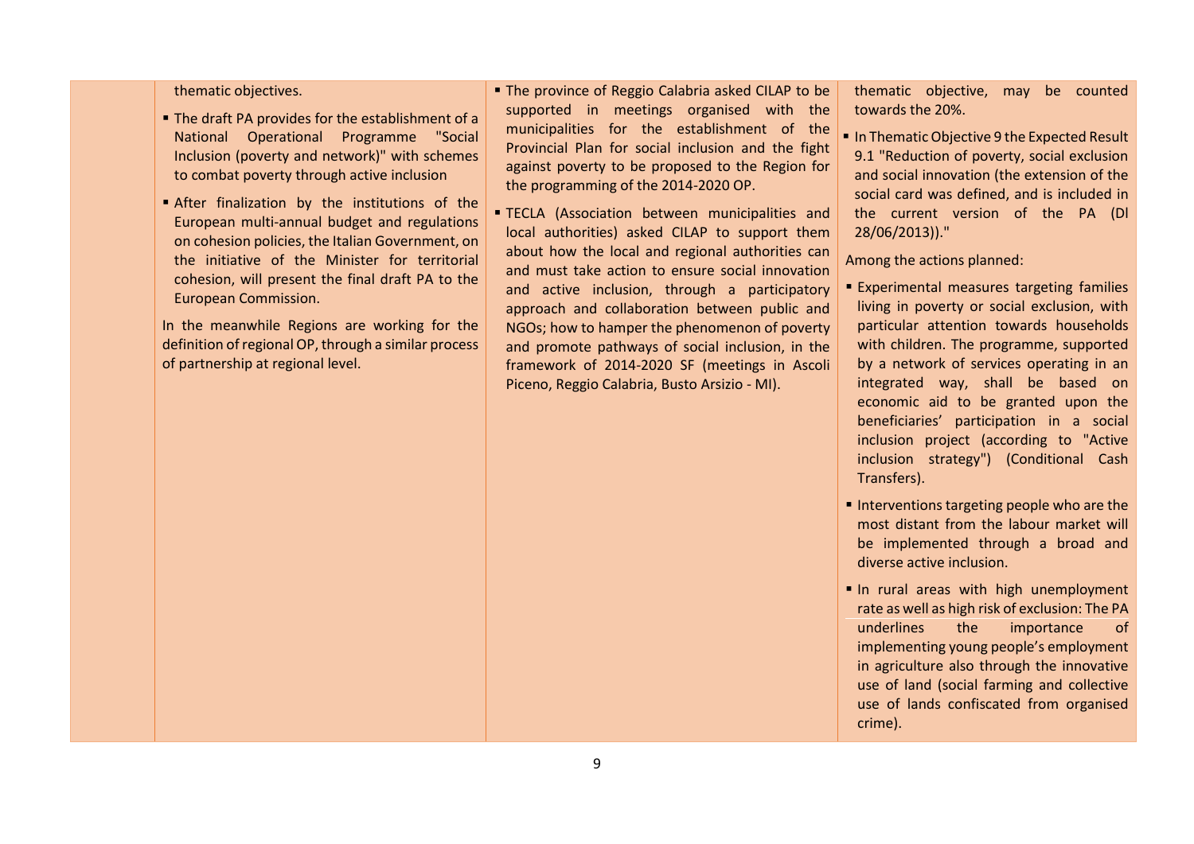| | | | |
|---|---|---|---|
| | thematic objectives.<br>▪ The draft PA provides for the establishment of a National Operational Programme "Social Inclusion (poverty and network)" with schemes to combat poverty through active inclusion<br>▪ After finalization by the institutions of the European multi-annual budget and regulations on cohesion policies, the Italian Government, on the initiative of the Minister for territorial cohesion, will present the final draft PA to the European Commission.<br>In the meanwhile Regions are working for the definition of regional OP, through a similar process of partnership at regional level. | ▪ The province of Reggio Calabria asked CILAP to be supported in meetings organised with the municipalities for the establishment of the Provincial Plan for social inclusion and the fight against poverty to be proposed to the Region for the programming of the 2014-2020 OP.<br>▪ TECLA (Association between municipalities and local authorities) asked CILAP to support them about how the local and regional authorities can and must take action to ensure social innovation and active inclusion, through a participatory approach and collaboration between public and NGOs; how to hamper the phenomenon of poverty and promote pathways of social inclusion, in the framework of 2014-2020 SF (meetings in Ascoli Piceno, Reggio Calabria, Busto Arsizio - MI). | thematic objective, may be counted towards the 20%.<br>▪ In Thematic Objective 9 the Expected Result 9.1 "Reduction of poverty, social exclusion and social innovation (the extension of the social card was defined, and is included in the current version of the PA (Dl 28/06/2013))."<br>Among the actions planned:<br>▪ Experimental measures targeting families living in poverty or social exclusion, with particular attention towards households with children. The programme, supported by a network of services operating in an integrated way, shall be based on economic aid to be granted upon the beneficiaries' participation in a social inclusion project (according to "Active inclusion strategy") (Conditional Cash Transfers).<br>▪ Interventions targeting people who are the most distant from the labour market will be implemented through a broad and diverse active inclusion.<br>▪ In rural areas with high unemployment rate as well as high risk of exclusion: The PA underlines the importance of implementing young people's employment in agriculture also through the innovative use of land (social farming and collective use of lands confiscated from organised crime). |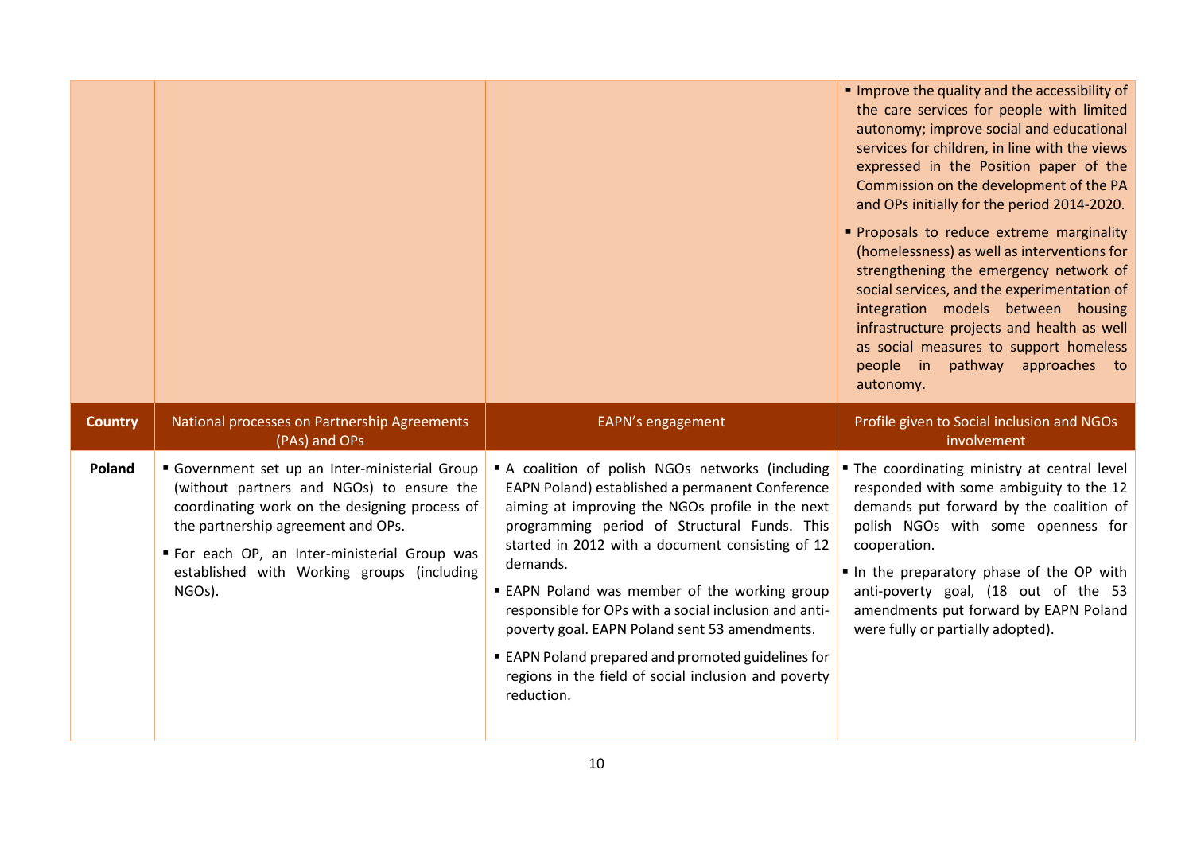| | | | ▪ Improve the quality and the accessibility of the care services for people with limited autonomy; improve social and educational services for children, in line with the views expressed in the Position paper of the Commission on the development of the PA and OPs initially for the period 2014-2020.<br><br>▪ Proposals to reduce extreme marginality (homelessness) as well as interventions for strengthening the emergency network of social services, and the experimentation of integration models between housing infrastructure projects and health as well as social measures to support homeless people in pathway approaches to autonomy. |
|---|---|---|---|
| **Country** | National processes on Partnership Agreements (PAs) and OPs | EAPN's engagement | Profile given to Social inclusion and NGOs involvement |
| **Poland** | ▪ Government set up an Inter-ministerial Group (without partners and NGOs) to ensure the coordinating work on the designing process of the partnership agreement and OPs.<br><br>▪ For each OP, an Inter-ministerial Group was established with Working groups (including NGOs). | ▪ A coalition of polish NGOs networks (including EAPN Poland) established a permanent Conference aiming at improving the NGOs profile in the next programming period of Structural Funds. This started in 2012 with a document consisting of 12 demands.<br><br>▪ EAPN Poland was member of the working group responsible for OPs with a social inclusion and anti-poverty goal. EAPN Poland sent 53 amendments.<br><br>▪ EAPN Poland prepared and promoted guidelines for regions in the field of social inclusion and poverty reduction. | ▪ The coordinating ministry at central level responded with some ambiguity to the 12 demands put forward by the coalition of polish NGOs with some openness for cooperation.<br><br>▪ In the preparatory phase of the OP with anti-poverty goal, (18 out of the 53 amendments put forward by EAPN Poland were fully or partially adopted). |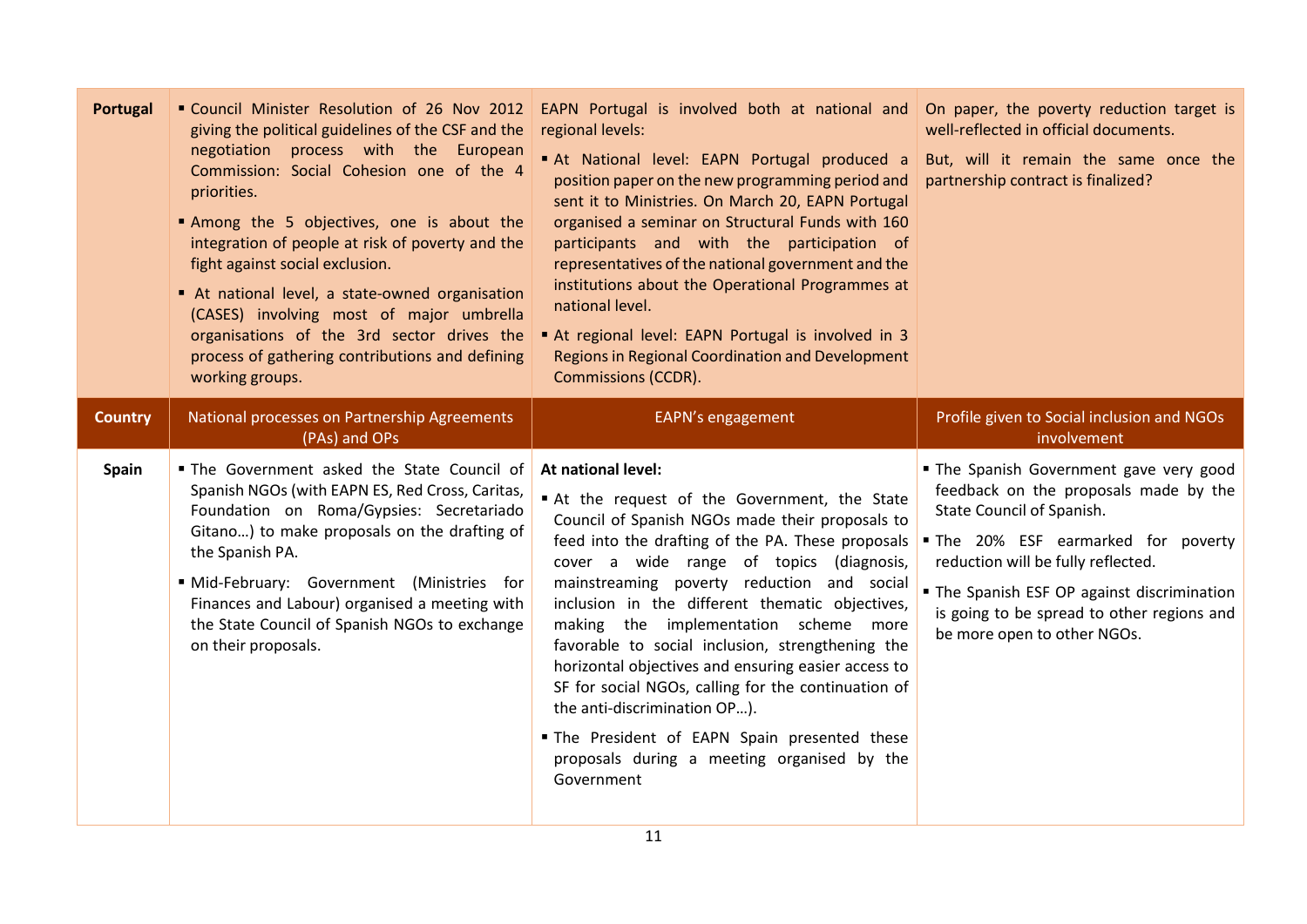| Portugal | ▪ Council Minister Resolution of 26 Nov 2012 giving the political guidelines of the CSF and the negotiation process with the European Commission: Social Cohesion one of the 4 priorities.<br>▪ Among the 5 objectives, one is about the integration of people at risk of poverty and the fight against social exclusion.<br>▪ At national level, a state-owned organisation (CASES) involving most of major umbrella organisations of the 3rd sector drives the process of gathering contributions and defining working groups. | EAPN Portugal is involved both at national and regional levels:<br>▪ At National level: EAPN Portugal produced a position paper on the new programming period and sent it to Ministries. On March 20, EAPN Portugal organised a seminar on Structural Funds with 160 participants and with the participation of representatives of the national government and the institutions about the Operational Programmes at national level.<br>▪ At regional level: EAPN Portugal is involved in 3 Regions in Regional Coordination and Development Commissions (CCDR). | On paper, the poverty reduction target is well-reflected in official documents.<br>But, will it remain the same once the partnership contract is finalized? |
|---|---|---|---|
| **Country** | **National processes on Partnership Agreements (PAs) and OPs** | **EAPN's engagement** | **Profile given to Social inclusion and NGOs involvement** |
| **Spain** | ▪ The Government asked the State Council of Spanish NGOs (with EAPN ES, Red Cross, Caritas, Foundation on Roma/Gypsies: Secretariado Gitano…) to make proposals on the drafting of the Spanish PA.<br>▪ Mid-February: Government (Ministries for Finances and Labour) organised a meeting with the State Council of Spanish NGOs to exchange on their proposals. | **At national level:**<br>▪ At the request of the Government, the State Council of Spanish NGOs made their proposals to feed into the drafting of the PA. These proposals cover a wide range of topics (diagnosis, mainstreaming poverty reduction and social inclusion in the different thematic objectives, making the implementation scheme more favorable to social inclusion, strengthening the horizontal objectives and ensuring easier access to SF for social NGOs, calling for the continuation of the anti-discrimination OP…).<br>▪ The President of EAPN Spain presented these proposals during a meeting organised by the Government | ▪ The Spanish Government gave very good feedback on the proposals made by the State Council of Spanish.<br>▪ The 20% ESF earmarked for poverty reduction will be fully reflected.<br>▪ The Spanish ESF OP against discrimination is going to be spread to other regions and be more open to other NGOs. |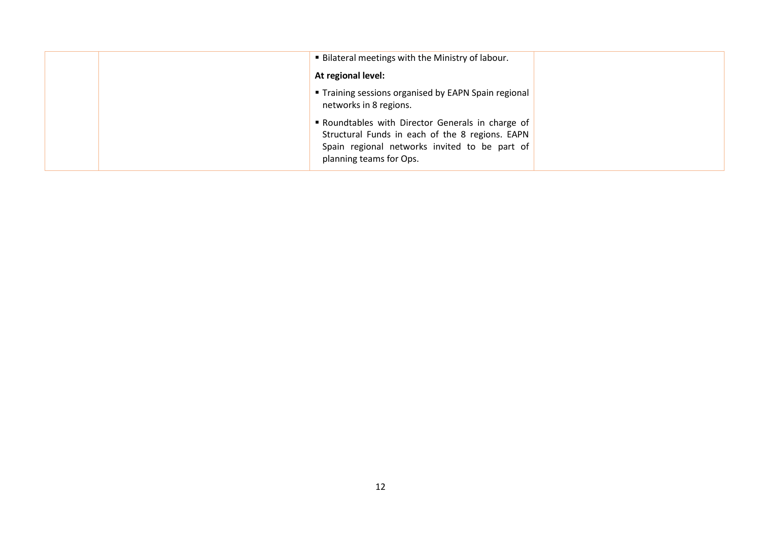|  |  |  |  |
|---|---|---|---|
|  |  | ▪ Bilateral meetings with the Ministry of labour.<br><br>**At regional level:**<br><br>▪ Training sessions organised by EAPN Spain regional networks in 8 regions.<br><br>▪ Roundtables with Director Generals in charge of Structural Funds in each of the 8 regions. EAPN Spain regional networks invited to be part of planning teams for Ops. |  |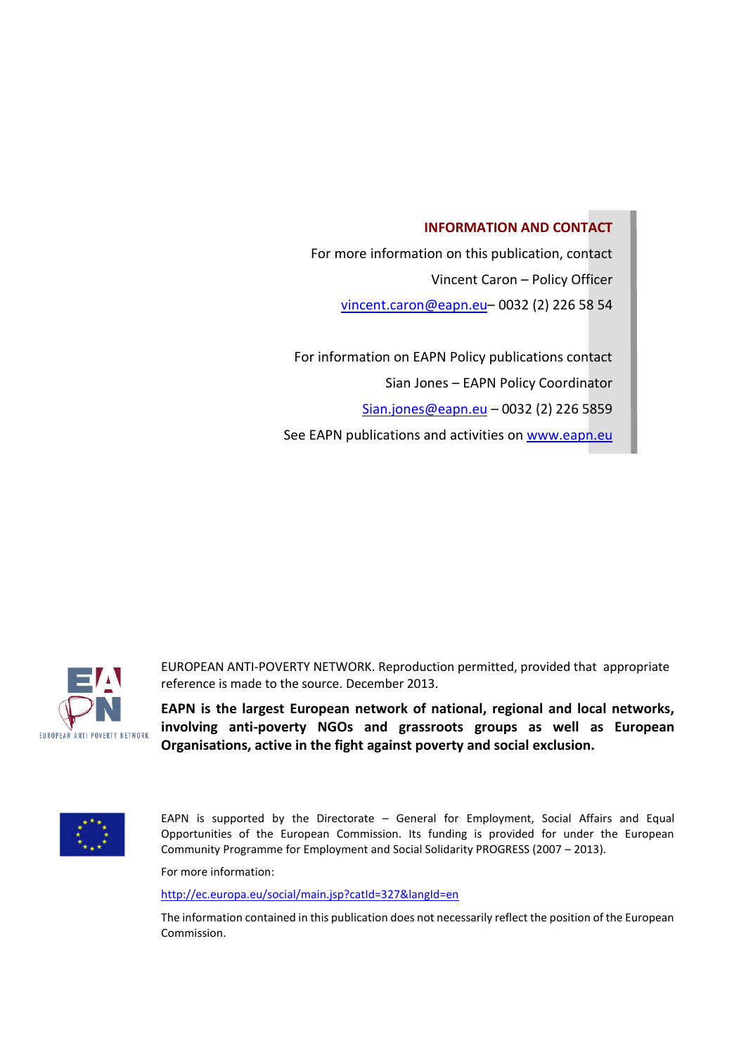**INFORMATION AND CONTACT**

For more information on this publication, contact

Vincent Caron – Policy Officer

vincent.caron@eapn.eu– 0032 (2) 226 58 54

For information on EAPN Policy publications contact

Sian Jones – EAPN Policy Coordinator

Sian.jones@eapn.eu – 0032 (2) 226 5859

See EAPN publications and activities on www.eapn.eu

EUROPEAN ANTI-POVERTY NETWORK. Reproduction permitted, provided that appropriate reference is made to the source. December 2013.

**EAPN is the largest European network of national, regional and local networks, involving anti-poverty NGOs and grassroots groups as well as European Organisations, active in the fight against poverty and social exclusion.**

EAPN is supported by the Directorate – General for Employment, Social Affairs and Equal Opportunities of the European Commission. Its funding is provided for under the European Community Programme for Employment and Social Solidarity PROGRESS (2007 – 2013).

For more information:

http://ec.europa.eu/social/main.jsp?catId=327&langId=en

The information contained in this publication does not necessarily reflect the position of the European Commission.